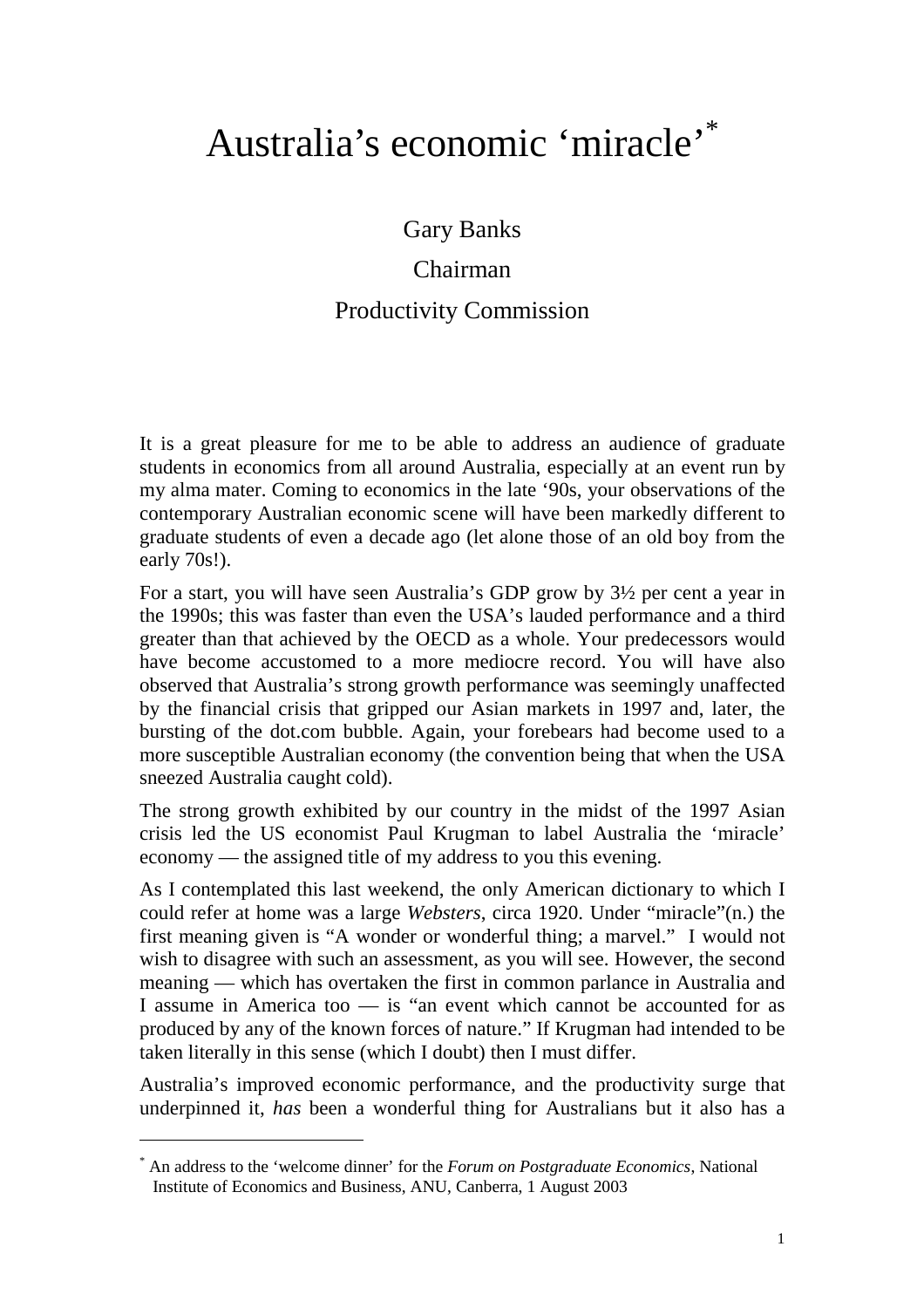# Australia's economic 'miracle'[*]

Gary Banks

Chairman

Productivity Commission

It is a great pleasure for me to be able to address an audience of graduate students in economics from all around Australia, especially at an event run by my alma mater. Coming to economics in the late '90s, your observations of the contemporary Australian economic scene will have been markedly different to graduate students of even a decade ago (let alone those of an old boy from the early 70s!).

For a start, you will have seen Australia's GDP grow by 3½ per cent a year in the 1990s; this was faster than even the USA's lauded performance and a third greater than that achieved by the OECD as a whole. Your predecessors would have become accustomed to a more mediocre record. You will have also observed that Australia's strong growth performance was seemingly unaffected by the financial crisis that gripped our Asian markets in 1997 and, later, the bursting of the dot.com bubble. Again, your forebears had become used to a more susceptible Australian economy (the convention being that when the USA sneezed Australia caught cold).

The strong growth exhibited by our country in the midst of the 1997 Asian crisis led the US economist Paul Krugman to label Australia the 'miracle' economy — the assigned title of my address to you this evening.

As I contemplated this last weekend, the only American dictionary to which I could refer at home was a large *Websters*, circa 1920. Under "miracle"(n.) the first meaning given is "A wonder or wonderful thing; a marvel." I would not wish to disagree with such an assessment, as you will see. However, the second meaning — which has overtaken the first in common parlance in Australia and I assume in America too — is "an event which cannot be accounted for as produced by any of the known forces of nature." If Krugman had intended to be taken literally in this sense (which I doubt) then I must differ.

Australia's improved economic performance, and the productivity surge that underpinned it, *has* been a wonderful thing for Australians but it also has a

[*] An address to the 'welcome dinner' for the *Forum on Postgraduate Economics*, National Institute of Economics and Business, ANU, Canberra, 1 August 2003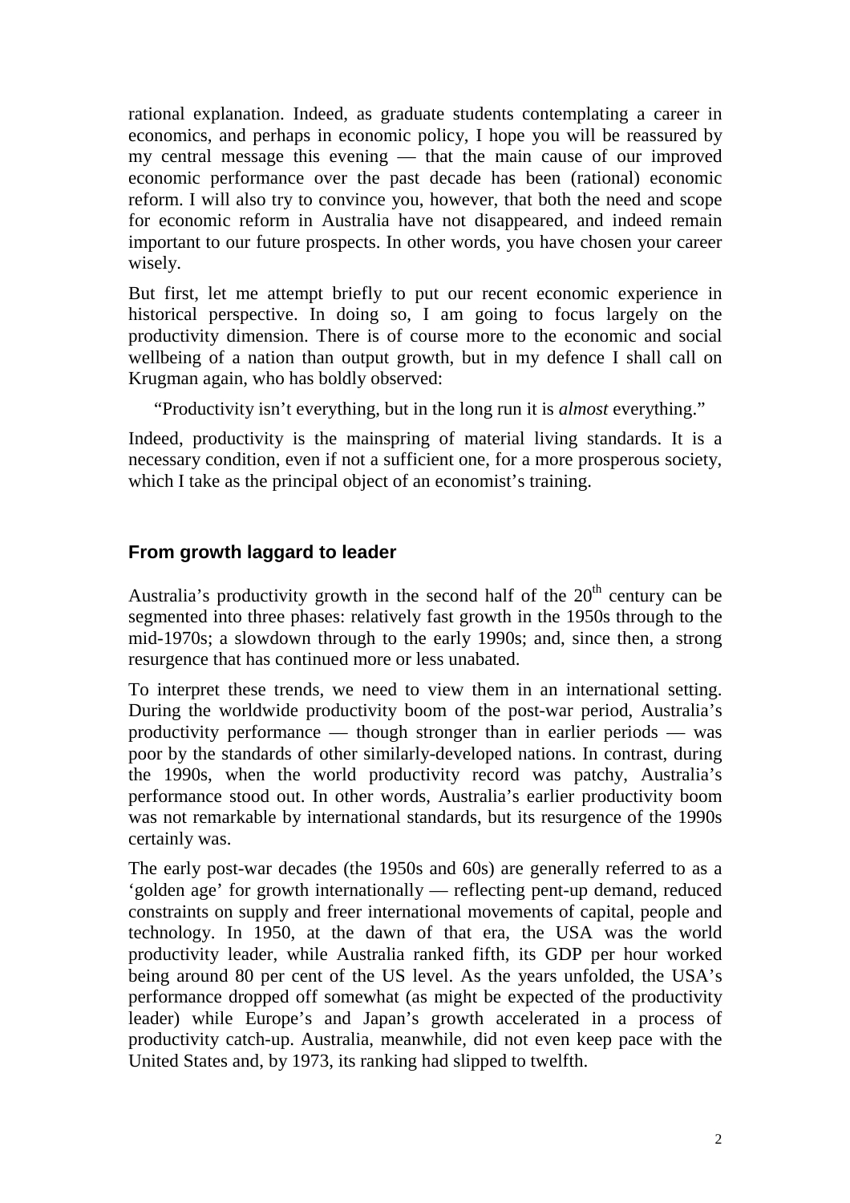rational explanation. Indeed, as graduate students contemplating a career in economics, and perhaps in economic policy, I hope you will be reassured by my central message this evening — that the main cause of our improved economic performance over the past decade has been (rational) economic reform. I will also try to convince you, however, that both the need and scope for economic reform in Australia have not disappeared, and indeed remain important to our future prospects. In other words, you have chosen your career wisely.

But first, let me attempt briefly to put our recent economic experience in historical perspective. In doing so, I am going to focus largely on the productivity dimension. There is of course more to the economic and social wellbeing of a nation than output growth, but in my defence I shall call on Krugman again, who has boldly observed:

> "Productivity isn't everything, but in the long run it is *almost* everything."

Indeed, productivity is the mainspring of material living standards. It is a necessary condition, even if not a sufficient one, for a more prosperous society, which I take as the principal object of an economist's training.

## From growth laggard to leader

Australia's productivity growth in the second half of the 20th century can be segmented into three phases: relatively fast growth in the 1950s through to the mid-1970s; a slowdown through to the early 1990s; and, since then, a strong resurgence that has continued more or less unabated.

To interpret these trends, we need to view them in an international setting. During the worldwide productivity boom of the post-war period, Australia's productivity performance — though stronger than in earlier periods — was poor by the standards of other similarly-developed nations. In contrast, during the 1990s, when the world productivity record was patchy, Australia's performance stood out. In other words, Australia's earlier productivity boom was not remarkable by international standards, but its resurgence of the 1990s certainly was.

The early post-war decades (the 1950s and 60s) are generally referred to as a 'golden age' for growth internationally — reflecting pent-up demand, reduced constraints on supply and freer international movements of capital, people and technology. In 1950, at the dawn of that era, the USA was the world productivity leader, while Australia ranked fifth, its GDP per hour worked being around 80 per cent of the US level. As the years unfolded, the USA's performance dropped off somewhat (as might be expected of the productivity leader) while Europe's and Japan's growth accelerated in a process of productivity catch-up. Australia, meanwhile, did not even keep pace with the United States and, by 1973, its ranking had slipped to twelfth.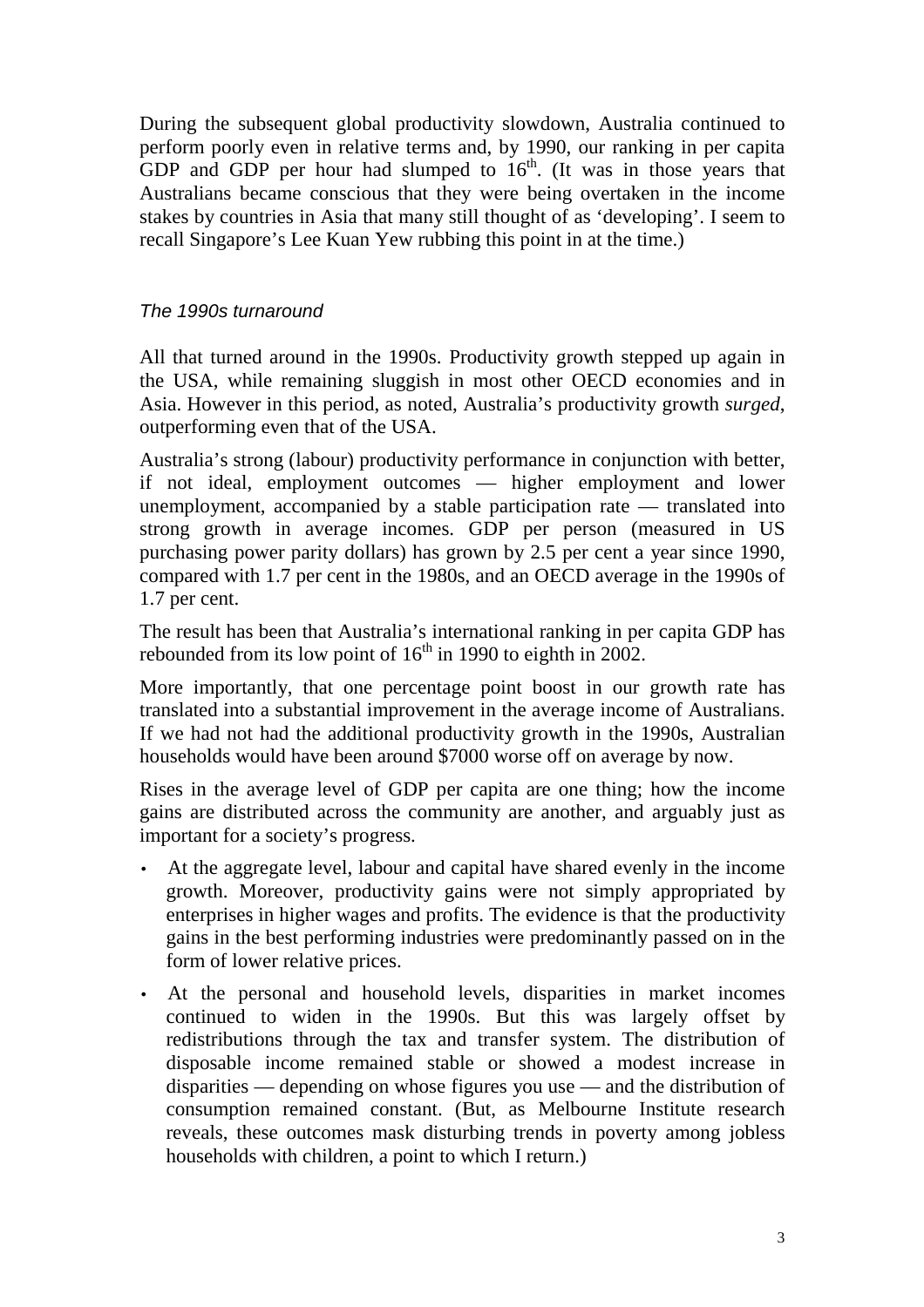During the subsequent global productivity slowdown, Australia continued to perform poorly even in relative terms and, by 1990, our ranking in per capita GDP and GDP per hour had slumped to 16th. (It was in those years that Australians became conscious that they were being overtaken in the income stakes by countries in Asia that many still thought of as 'developing'. I seem to recall Singapore's Lee Kuan Yew rubbing this point in at the time.)

### *The 1990s turnaround*

All that turned around in the 1990s. Productivity growth stepped up again in the USA, while remaining sluggish in most other OECD economies and in Asia. However in this period, as noted, Australia's productivity growth *surged*, outperforming even that of the USA.

Australia's strong (labour) productivity performance in conjunction with better, if not ideal, employment outcomes — higher employment and lower unemployment, accompanied by a stable participation rate — translated into strong growth in average incomes. GDP per person (measured in US purchasing power parity dollars) has grown by 2.5 per cent a year since 1990, compared with 1.7 per cent in the 1980s, and an OECD average in the 1990s of 1.7 per cent.

The result has been that Australia's international ranking in per capita GDP has rebounded from its low point of 16th in 1990 to eighth in 2002.

More importantly, that one percentage point boost in our growth rate has translated into a substantial improvement in the average income of Australians. If we had not had the additional productivity growth in the 1990s, Australian households would have been around $7000 worse off on average by now.

Rises in the average level of GDP per capita are one thing; how the income gains are distributed across the community are another, and arguably just as important for a society's progress.

- At the aggregate level, labour and capital have shared evenly in the income growth. Moreover, productivity gains were not simply appropriated by enterprises in higher wages and profits. The evidence is that the productivity gains in the best performing industries were predominantly passed on in the form of lower relative prices.
- At the personal and household levels, disparities in market incomes continued to widen in the 1990s. But this was largely offset by redistributions through the tax and transfer system. The distribution of disposable income remained stable or showed a modest increase in disparities — depending on whose figures you use — and the distribution of consumption remained constant. (But, as Melbourne Institute research reveals, these outcomes mask disturbing trends in poverty among jobless households with children, a point to which I return.)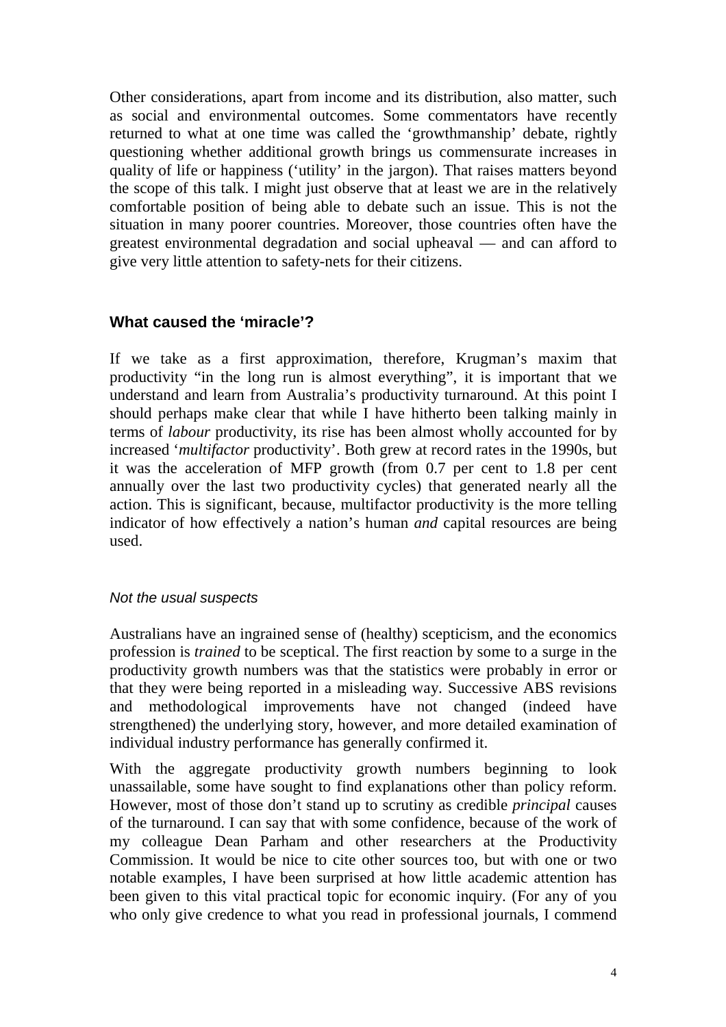Other considerations, apart from income and its distribution, also matter, such as social and environmental outcomes. Some commentators have recently returned to what at one time was called the 'growthmanship' debate, rightly questioning whether additional growth brings us commensurate increases in quality of life or happiness ('utility' in the jargon). That raises matters beyond the scope of this talk. I might just observe that at least we are in the relatively comfortable position of being able to debate such an issue. This is not the situation in many poorer countries. Moreover, those countries often have the greatest environmental degradation and social upheaval — and can afford to give very little attention to safety-nets for their citizens.

## What caused the 'miracle'?

If we take as a first approximation, therefore, Krugman's maxim that productivity "in the long run is almost everything", it is important that we understand and learn from Australia's productivity turnaround. At this point I should perhaps make clear that while I have hitherto been talking mainly in terms of *labour* productivity, its rise has been almost wholly accounted for by increased '*multifactor* productivity'. Both grew at record rates in the 1990s, but it was the acceleration of MFP growth (from 0.7 per cent to 1.8 per cent annually over the last two productivity cycles) that generated nearly all the action. This is significant, because, multifactor productivity is the more telling indicator of how effectively a nation's human *and* capital resources are being used.

### *Not the usual suspects*

Australians have an ingrained sense of (healthy) scepticism, and the economics profession is *trained* to be sceptical. The first reaction by some to a surge in the productivity growth numbers was that the statistics were probably in error or that they were being reported in a misleading way. Successive ABS revisions and methodological improvements have not changed (indeed have strengthened) the underlying story, however, and more detailed examination of individual industry performance has generally confirmed it.

With the aggregate productivity growth numbers beginning to look unassailable, some have sought to find explanations other than policy reform. However, most of those don't stand up to scrutiny as credible *principal* causes of the turnaround. I can say that with some confidence, because of the work of my colleague Dean Parham and other researchers at the Productivity Commission. It would be nice to cite other sources too, but with one or two notable examples, I have been surprised at how little academic attention has been given to this vital practical topic for economic inquiry. (For any of you who only give credence to what you read in professional journals, I commend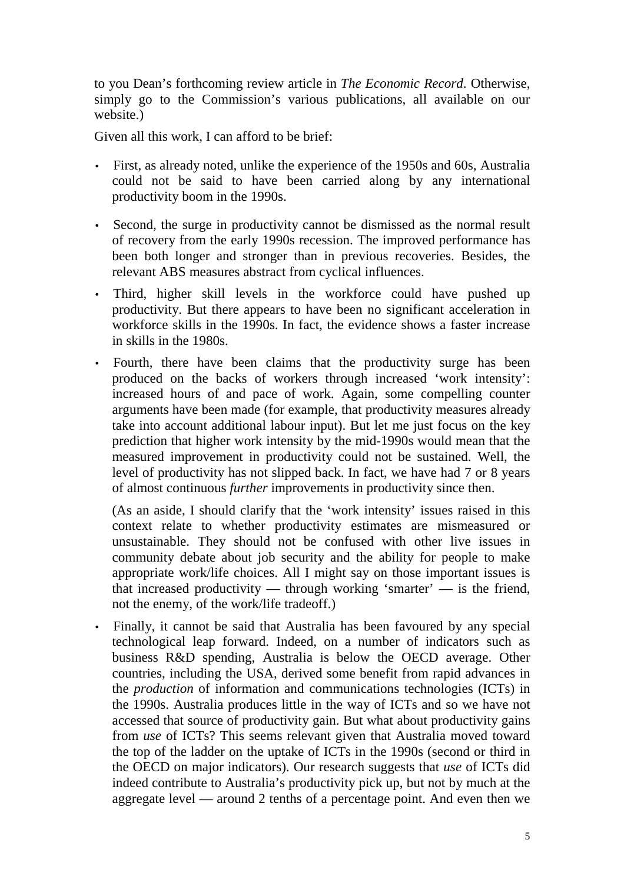to you Dean's forthcoming review article in *The Economic Record*. Otherwise, simply go to the Commission's various publications, all available on our website.)

Given all this work, I can afford to be brief:

- First, as already noted, unlike the experience of the 1950s and 60s, Australia could not be said to have been carried along by any international productivity boom in the 1990s.
- Second, the surge in productivity cannot be dismissed as the normal result of recovery from the early 1990s recession. The improved performance has been both longer and stronger than in previous recoveries. Besides, the relevant ABS measures abstract from cyclical influences.
- Third, higher skill levels in the workforce could have pushed up productivity. But there appears to have been no significant acceleration in workforce skills in the 1990s. In fact, the evidence shows a faster increase in skills in the 1980s.
- Fourth, there have been claims that the productivity surge has been produced on the backs of workers through increased 'work intensity': increased hours of and pace of work. Again, some compelling counter arguments have been made (for example, that productivity measures already take into account additional labour input). But let me just focus on the key prediction that higher work intensity by the mid-1990s would mean that the measured improvement in productivity could not be sustained. Well, the level of productivity has not slipped back. In fact, we have had 7 or 8 years of almost continuous *further* improvements in productivity since then.

  (As an aside, I should clarify that the 'work intensity' issues raised in this context relate to whether productivity estimates are mismeasured or unsustainable. They should not be confused with other live issues in community debate about job security and the ability for people to make appropriate work/life choices. All I might say on those important issues is that increased productivity — through working 'smarter' — is the friend, not the enemy, of the work/life tradeoff.)
- Finally, it cannot be said that Australia has been favoured by any special technological leap forward. Indeed, on a number of indicators such as business R&D spending, Australia is below the OECD average. Other countries, including the USA, derived some benefit from rapid advances in the *production* of information and communications technologies (ICTs) in the 1990s. Australia produces little in the way of ICTs and so we have not accessed that source of productivity gain. But what about productivity gains from *use* of ICTs? This seems relevant given that Australia moved toward the top of the ladder on the uptake of ICTs in the 1990s (second or third in the OECD on major indicators). Our research suggests that *use* of ICTs did indeed contribute to Australia's productivity pick up, but not by much at the aggregate level — around 2 tenths of a percentage point. And even then we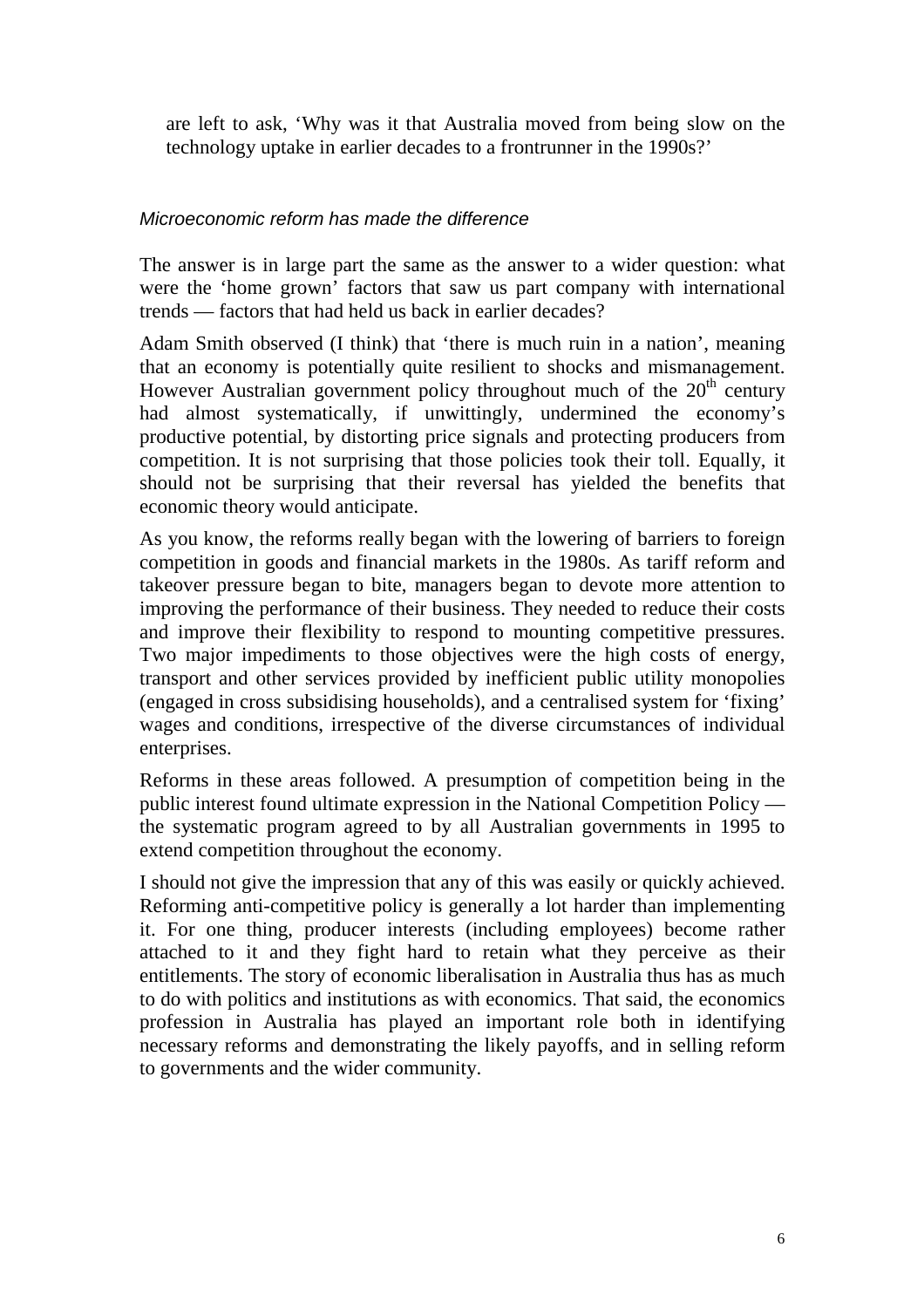are left to ask, 'Why was it that Australia moved from being slow on the technology uptake in earlier decades to a frontrunner in the 1990s?'

*Microeconomic reform has made the difference*

The answer is in large part the same as the answer to a wider question: what were the 'home grown' factors that saw us part company with international trends — factors that had held us back in earlier decades?

Adam Smith observed (I think) that 'there is much ruin in a nation', meaning that an economy is potentially quite resilient to shocks and mismanagement. However Australian government policy throughout much of the 20th century had almost systematically, if unwittingly, undermined the economy's productive potential, by distorting price signals and protecting producers from competition. It is not surprising that those policies took their toll. Equally, it should not be surprising that their reversal has yielded the benefits that economic theory would anticipate.

As you know, the reforms really began with the lowering of barriers to foreign competition in goods and financial markets in the 1980s. As tariff reform and takeover pressure began to bite, managers began to devote more attention to improving the performance of their business. They needed to reduce their costs and improve their flexibility to respond to mounting competitive pressures. Two major impediments to those objectives were the high costs of energy, transport and other services provided by inefficient public utility monopolies (engaged in cross subsidising households), and a centralised system for 'fixing' wages and conditions, irrespective of the diverse circumstances of individual enterprises.

Reforms in these areas followed. A presumption of competition being in the public interest found ultimate expression in the National Competition Policy — the systematic program agreed to by all Australian governments in 1995 to extend competition throughout the economy.

I should not give the impression that any of this was easily or quickly achieved. Reforming anti-competitive policy is generally a lot harder than implementing it. For one thing, producer interests (including employees) become rather attached to it and they fight hard to retain what they perceive as their entitlements. The story of economic liberalisation in Australia thus has as much to do with politics and institutions as with economics. That said, the economics profession in Australia has played an important role both in identifying necessary reforms and demonstrating the likely payoffs, and in selling reform to governments and the wider community.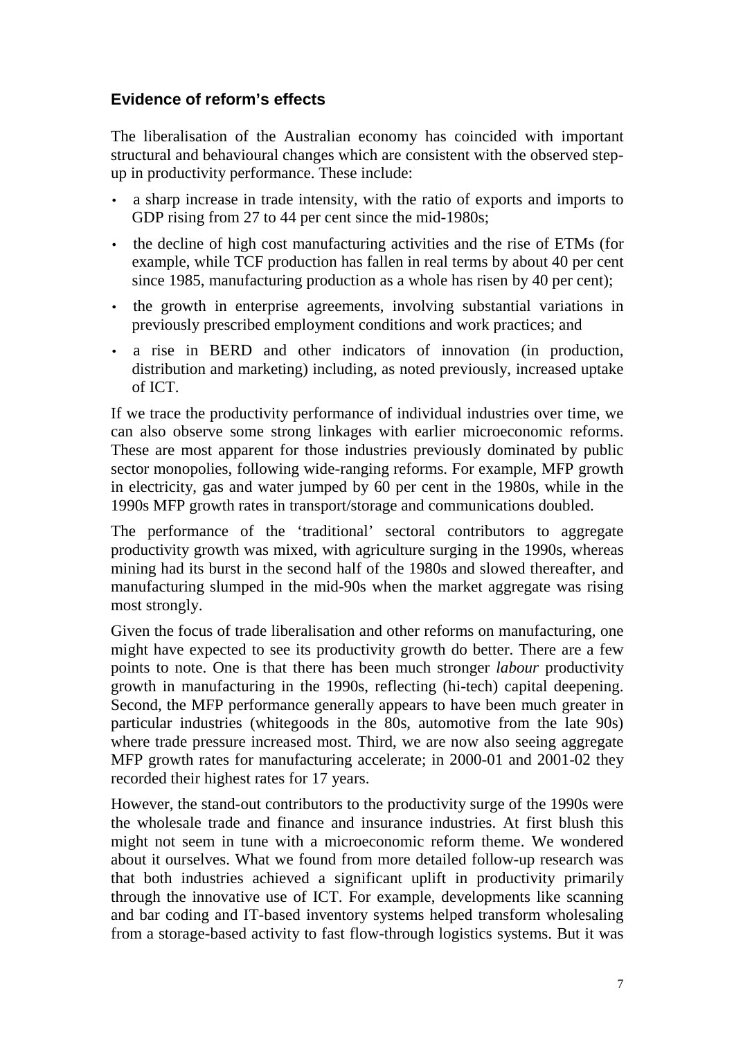## Evidence of reform's effects

The liberalisation of the Australian economy has coincided with important structural and behavioural changes which are consistent with the observed step-up in productivity performance. These include:

- a sharp increase in trade intensity, with the ratio of exports and imports to GDP rising from 27 to 44 per cent since the mid-1980s;
- the decline of high cost manufacturing activities and the rise of ETMs (for example, while TCF production has fallen in real terms by about 40 per cent since 1985, manufacturing production as a whole has risen by 40 per cent);
- the growth in enterprise agreements, involving substantial variations in previously prescribed employment conditions and work practices; and
- a rise in BERD and other indicators of innovation (in production, distribution and marketing) including, as noted previously, increased uptake of ICT.

If we trace the productivity performance of individual industries over time, we can also observe some strong linkages with earlier microeconomic reforms. These are most apparent for those industries previously dominated by public sector monopolies, following wide-ranging reforms. For example, MFP growth in electricity, gas and water jumped by 60 per cent in the 1980s, while in the 1990s MFP growth rates in transport/storage and communications doubled.

The performance of the 'traditional' sectoral contributors to aggregate productivity growth was mixed, with agriculture surging in the 1990s, whereas mining had its burst in the second half of the 1980s and slowed thereafter, and manufacturing slumped in the mid-90s when the market aggregate was rising most strongly.

Given the focus of trade liberalisation and other reforms on manufacturing, one might have expected to see its productivity growth do better. There are a few points to note. One is that there has been much stronger *labour* productivity growth in manufacturing in the 1990s, reflecting (hi-tech) capital deepening. Second, the MFP performance generally appears to have been much greater in particular industries (whitegoods in the 80s, automotive from the late 90s) where trade pressure increased most. Third, we are now also seeing aggregate MFP growth rates for manufacturing accelerate; in 2000-01 and 2001-02 they recorded their highest rates for 17 years.

However, the stand-out contributors to the productivity surge of the 1990s were the wholesale trade and finance and insurance industries. At first blush this might not seem in tune with a microeconomic reform theme. We wondered about it ourselves. What we found from more detailed follow-up research was that both industries achieved a significant uplift in productivity primarily through the innovative use of ICT. For example, developments like scanning and bar coding and IT-based inventory systems helped transform wholesaling from a storage-based activity to fast flow-through logistics systems. But it was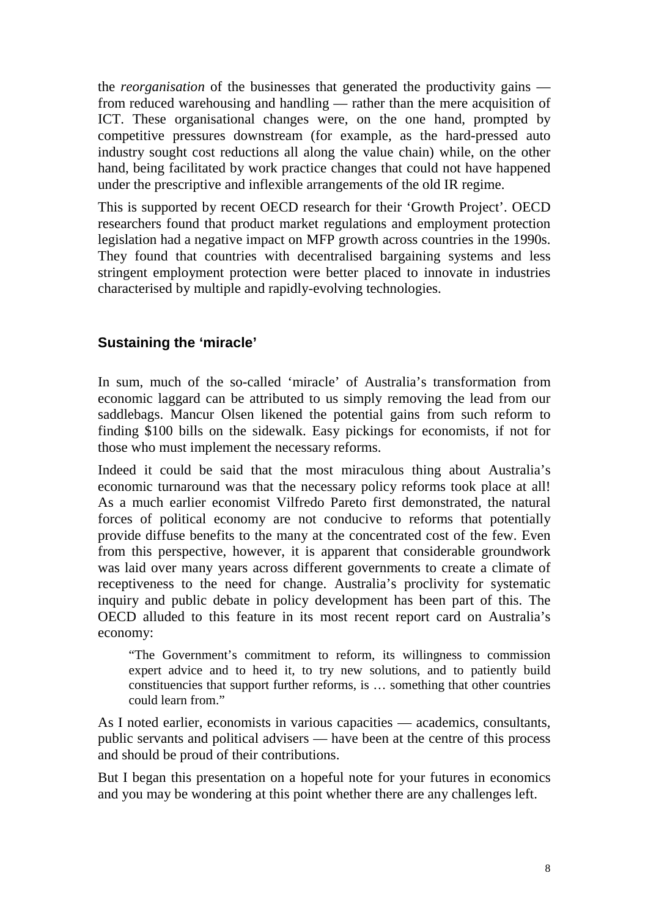the *reorganisation* of the businesses that generated the productivity gains — from reduced warehousing and handling — rather than the mere acquisition of ICT. These organisational changes were, on the one hand, prompted by competitive pressures downstream (for example, as the hard-pressed auto industry sought cost reductions all along the value chain) while, on the other hand, being facilitated by work practice changes that could not have happened under the prescriptive and inflexible arrangements of the old IR regime.

This is supported by recent OECD research for their 'Growth Project'. OECD researchers found that product market regulations and employment protection legislation had a negative impact on MFP growth across countries in the 1990s. They found that countries with decentralised bargaining systems and less stringent employment protection were better placed to innovate in industries characterised by multiple and rapidly-evolving technologies.

## Sustaining the 'miracle'

In sum, much of the so-called 'miracle' of Australia's transformation from economic laggard can be attributed to us simply removing the lead from our saddlebags. Mancur Olsen likened the potential gains from such reform to finding $100 bills on the sidewalk. Easy pickings for economists, if not for those who must implement the necessary reforms.

Indeed it could be said that the most miraculous thing about Australia's economic turnaround was that the necessary policy reforms took place at all! As a much earlier economist Vilfredo Pareto first demonstrated, the natural forces of political economy are not conducive to reforms that potentially provide diffuse benefits to the many at the concentrated cost of the few. Even from this perspective, however, it is apparent that considerable groundwork was laid over many years across different governments to create a climate of receptiveness to the need for change. Australia's proclivity for systematic inquiry and public debate in policy development has been part of this. The OECD alluded to this feature in its most recent report card on Australia's economy:

> "The Government's commitment to reform, its willingness to commission expert advice and to heed it, to try new solutions, and to patiently build constituencies that support further reforms, is … something that other countries could learn from."

As I noted earlier, economists in various capacities — academics, consultants, public servants and political advisers — have been at the centre of this process and should be proud of their contributions.

But I began this presentation on a hopeful note for your futures in economics and you may be wondering at this point whether there are any challenges left.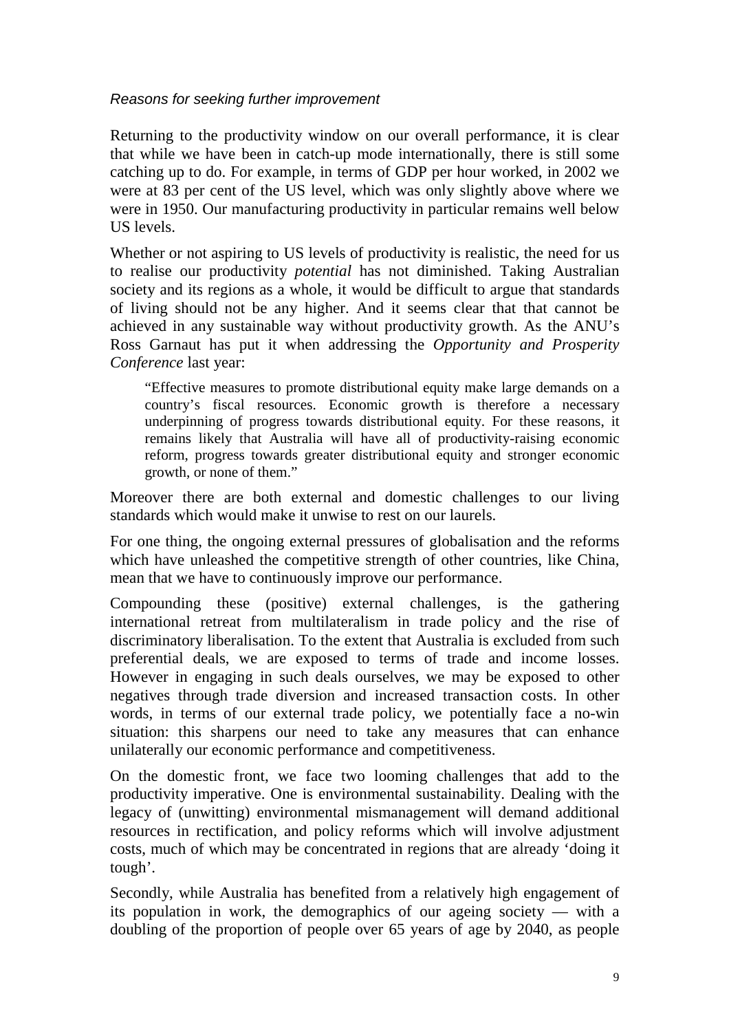*Reasons for seeking further improvement*

Returning to the productivity window on our overall performance, it is clear that while we have been in catch-up mode internationally, there is still some catching up to do. For example, in terms of GDP per hour worked, in 2002 we were at 83 per cent of the US level, which was only slightly above where we were in 1950. Our manufacturing productivity in particular remains well below US levels.

Whether or not aspiring to US levels of productivity is realistic, the need for us to realise our productivity *potential* has not diminished. Taking Australian society and its regions as a whole, it would be difficult to argue that standards of living should not be any higher. And it seems clear that that cannot be achieved in any sustainable way without productivity growth. As the ANU's Ross Garnaut has put it when addressing the *Opportunity and Prosperity Conference* last year:

> "Effective measures to promote distributional equity make large demands on a country's fiscal resources. Economic growth is therefore a necessary underpinning of progress towards distributional equity. For these reasons, it remains likely that Australia will have all of productivity-raising economic reform, progress towards greater distributional equity and stronger economic growth, or none of them."

Moreover there are both external and domestic challenges to our living standards which would make it unwise to rest on our laurels.

For one thing, the ongoing external pressures of globalisation and the reforms which have unleashed the competitive strength of other countries, like China, mean that we have to continuously improve our performance.

Compounding these (positive) external challenges, is the gathering international retreat from multilateralism in trade policy and the rise of discriminatory liberalisation. To the extent that Australia is excluded from such preferential deals, we are exposed to terms of trade and income losses. However in engaging in such deals ourselves, we may be exposed to other negatives through trade diversion and increased transaction costs. In other words, in terms of our external trade policy, we potentially face a no-win situation: this sharpens our need to take any measures that can enhance unilaterally our economic performance and competitiveness.

On the domestic front, we face two looming challenges that add to the productivity imperative. One is environmental sustainability. Dealing with the legacy of (unwitting) environmental mismanagement will demand additional resources in rectification, and policy reforms which will involve adjustment costs, much of which may be concentrated in regions that are already 'doing it tough'.

Secondly, while Australia has benefited from a relatively high engagement of its population in work, the demographics of our ageing society — with a doubling of the proportion of people over 65 years of age by 2040, as people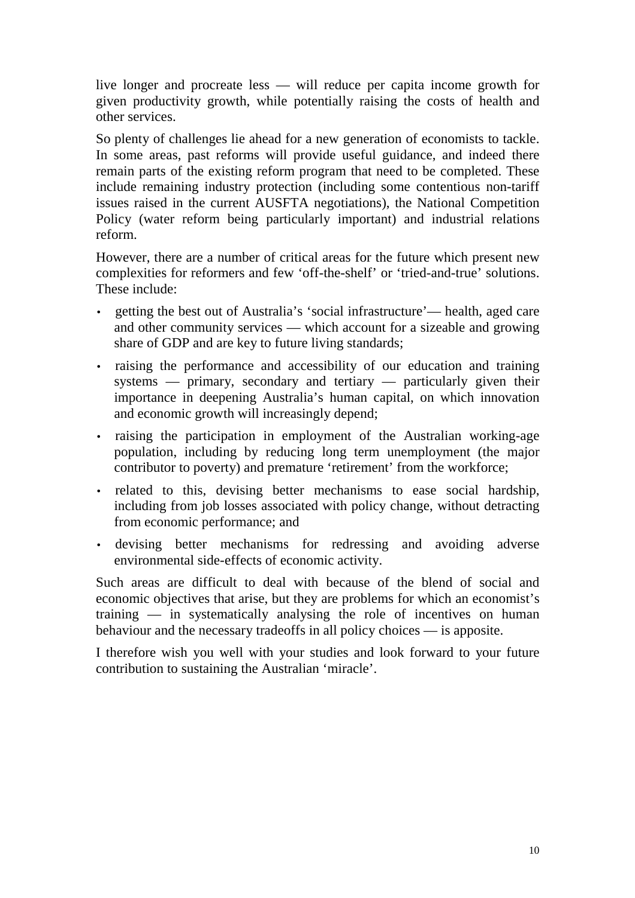live longer and procreate less — will reduce per capita income growth for given productivity growth, while potentially raising the costs of health and other services.

So plenty of challenges lie ahead for a new generation of economists to tackle. In some areas, past reforms will provide useful guidance, and indeed there remain parts of the existing reform program that need to be completed. These include remaining industry protection (including some contentious non-tariff issues raised in the current AUSFTA negotiations), the National Competition Policy (water reform being particularly important) and industrial relations reform.

However, there are a number of critical areas for the future which present new complexities for reformers and few 'off-the-shelf' or 'tried-and-true' solutions. These include:

- getting the best out of Australia's 'social infrastructure'— health, aged care and other community services — which account for a sizeable and growing share of GDP and are key to future living standards;
- raising the performance and accessibility of our education and training systems — primary, secondary and tertiary — particularly given their importance in deepening Australia's human capital, on which innovation and economic growth will increasingly depend;
- raising the participation in employment of the Australian working-age population, including by reducing long term unemployment (the major contributor to poverty) and premature 'retirement' from the workforce;
- related to this, devising better mechanisms to ease social hardship, including from job losses associated with policy change, without detracting from economic performance; and
- devising better mechanisms for redressing and avoiding adverse environmental side-effects of economic activity.

Such areas are difficult to deal with because of the blend of social and economic objectives that arise, but they are problems for which an economist's training — in systematically analysing the role of incentives on human behaviour and the necessary tradeoffs in all policy choices — is apposite.

I therefore wish you well with your studies and look forward to your future contribution to sustaining the Australian 'miracle'.